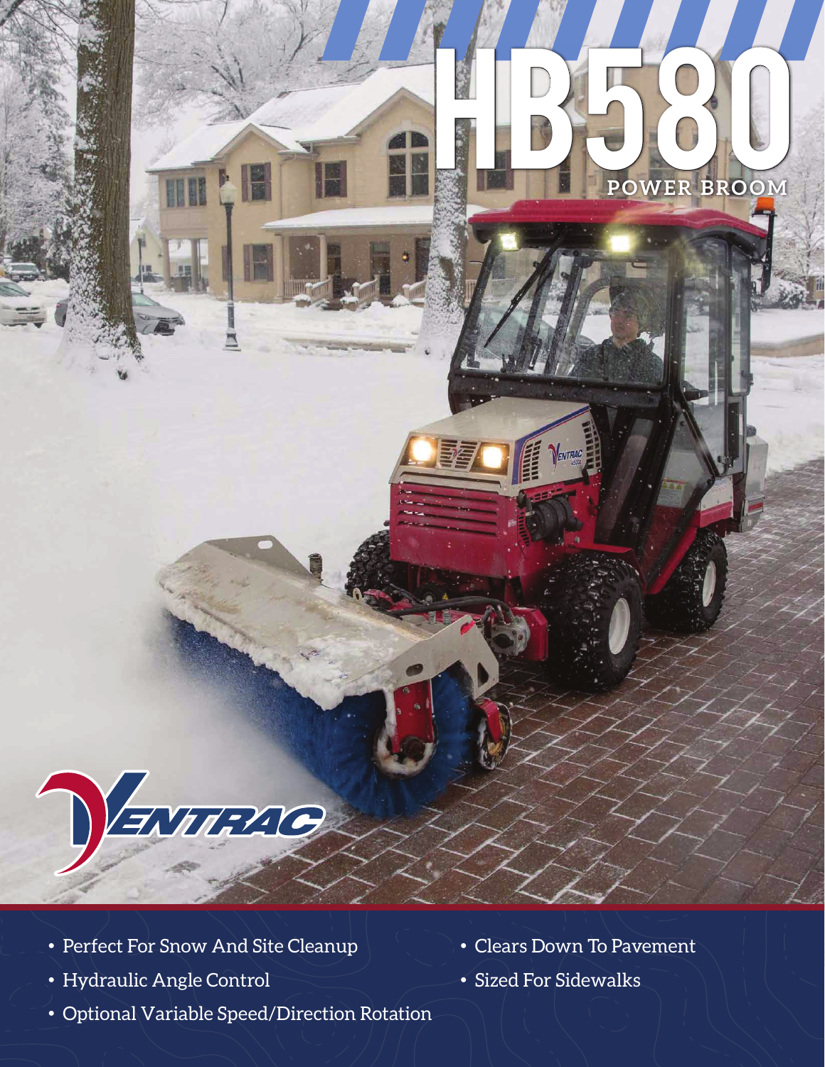# HB580

## POWER BROOM

VENTRAC

- Perfect For Snow And Site Cleanup
- Hydraulic Angle Control
- Optional Variable Speed/Direction Rotation
- Clears Down To Pavement
- Sized For Sidewalks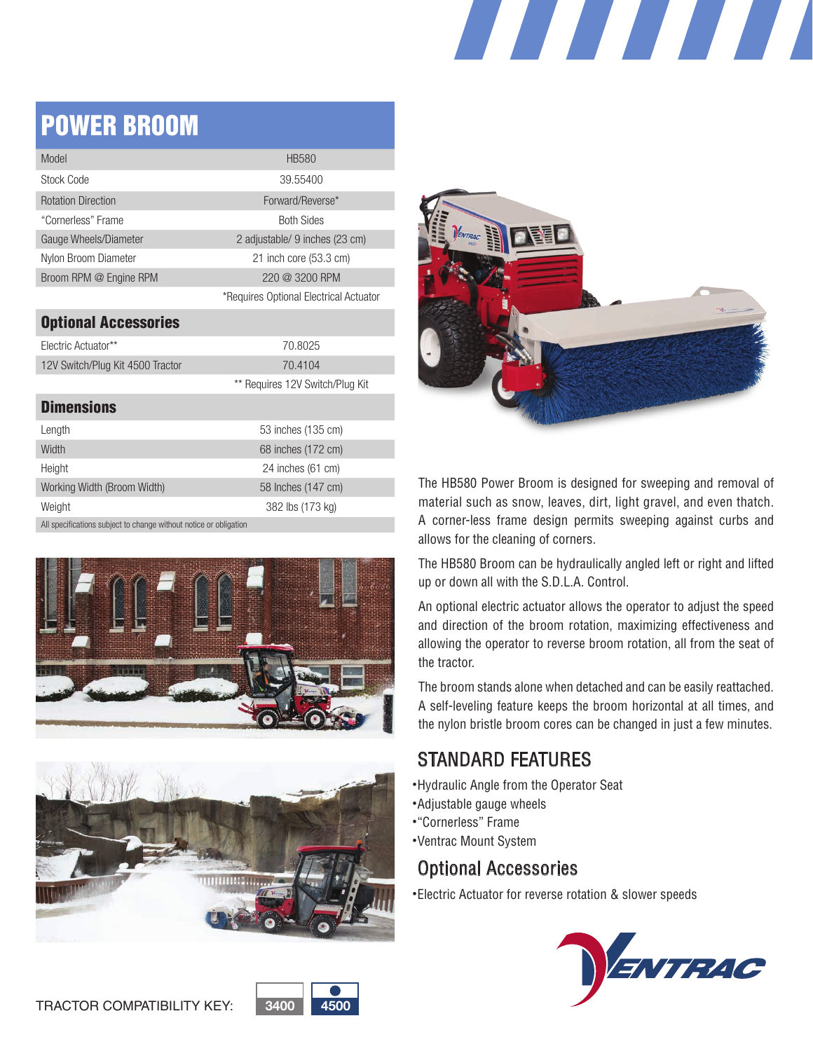# POWER BROOM

| | |
|---|---|
| Model | HB580 |
| Stock Code | 39.55400 |
| Rotation Direction | Forward/Reverse* |
| "Cornerless" Frame | Both Sides |
| Gauge Wheels/Diameter | 2 adjustable/ 9 inches (23 cm) |
| Nylon Broom Diameter | 21 inch core (53.3 cm) |
| Broom RPM @ Engine RPM | 220 @ 3200 RPM |
| | *Requires Optional Electrical Actuator |

## Optional Accessories

| | |
|---|---|
| Electric Actuator** | 70.8025 |
| 12V Switch/Plug Kit 4500 Tractor | 70.4104 |
| | ** Requires 12V Switch/Plug Kit |

## Dimensions

| | |
|---|---|
| Length | 53 inches (135 cm) |
| Width | 68 inches (172 cm) |
| Height | 24 inches (61 cm) |
| Working Width (Broom Width) | 58 Inches (147 cm) |
| Weight | 382 lbs (173 kg) |

All specifications subject to change without notice or obligation

The HB580 Power Broom is designed for sweeping and removal of material such as snow, leaves, dirt, light gravel, and even thatch. A corner-less frame design permits sweeping against curbs and allows for the cleaning of corners.

The HB580 Broom can be hydraulically angled left or right and lifted up or down all with the S.D.L.A. Control.

An optional electric actuator allows the operator to adjust the speed and direction of the broom rotation, maximizing effectiveness and allowing the operator to reverse broom rotation, all from the seat of the tractor.

The broom stands alone when detached and can be easily reattached. A self-leveling feature keeps the broom horizontal at all times, and the nylon bristle broom cores can be changed in just a few minutes.

## STANDARD FEATURES

- Hydraulic Angle from the Operator Seat
- Adjustable gauge wheels
- "Cornerless" Frame
- Ventrac Mount System

## Optional Accessories

- Electric Actuator for reverse rotation & slower speeds

TRACTOR COMPATIBILITY KEY: 3400 4500